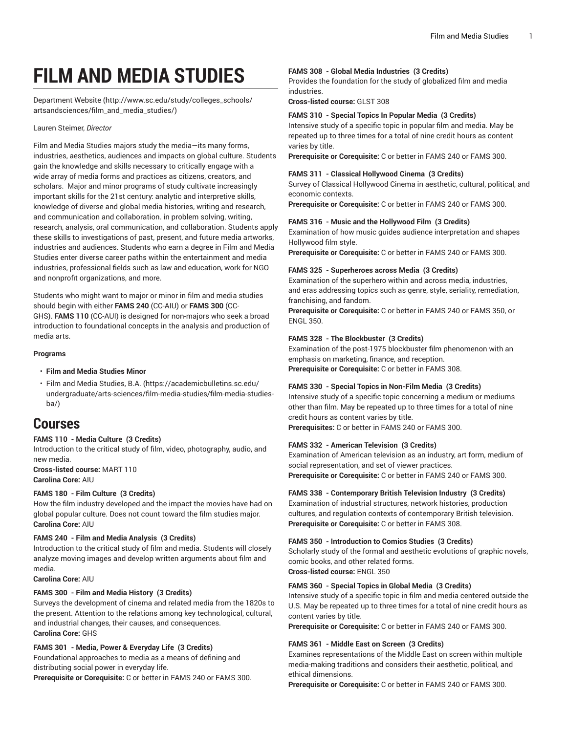# FILM AND MEDIA STUDIES

Department Website (http://www.sc.edu/study/colleges_schools/artsandsciences/film_and_media_studies/)

Lauren Steimer, *Director*

Film and Media Studies majors study the media—its many forms, industries, aesthetics, audiences and impacts on global culture. Students gain the knowledge and skills necessary to critically engage with a wide array of media forms and practices as citizens, creators, and scholars. Major and minor programs of study cultivate increasingly important skills for the 21st century: analytic and interpretive skills, knowledge of diverse and global media histories, writing and research, and communication and collaboration. in problem solving, writing, research, analysis, oral communication, and collaboration. Students apply these skills to investigations of past, present, and future media artworks, industries and audiences. Students who earn a degree in Film and Media Studies enter diverse career paths within the entertainment and media industries, professional fields such as law and education, work for NGO and nonprofit organizations, and more.

Students who might want to major or minor in film and media studies should begin with either **FAMS 240** (CC-AIU) or **FAMS 300** (CC-GHS). **FAMS 110** (CC-AUI) is designed for non-majors who seek a broad introduction to foundational concepts in the analysis and production of media arts.

**Programs**

- **Film and Media Studies Minor**
- Film and Media Studies, B.A. (https://academicbulletins.sc.edu/undergraduate/arts-sciences/film-media-studies/film-media-studies-ba/)

## Courses

**FAMS 110 - Media Culture (3 Credits)**
Introduction to the critical study of film, video, photography, audio, and new media.
**Cross-listed course:** MART 110
**Carolina Core:** AIU

**FAMS 180 - Film Culture (3 Credits)**
How the film industry developed and the impact the movies have had on global popular culture. Does not count toward the film studies major.
**Carolina Core:** AIU

**FAMS 240 - Film and Media Analysis (3 Credits)**
Introduction to the critical study of film and media. Students will closely analyze moving images and develop written arguments about film and media.
**Carolina Core:** AIU

**FAMS 300 - Film and Media History (3 Credits)**
Surveys the development of cinema and related media from the 1820s to the present. Attention to the relations among key technological, cultural, and industrial changes, their causes, and consequences.
**Carolina Core:** GHS

**FAMS 301 - Media, Power & Everyday Life (3 Credits)**
Foundational approaches to media as a means of defining and distributing social power in everyday life.
**Prerequisite or Corequisite:** C or better in FAMS 240 or FAMS 300.

**FAMS 308 - Global Media Industries (3 Credits)**
Provides the foundation for the study of globalized film and media industries.
**Cross-listed course:** GLST 308

**FAMS 310 - Special Topics In Popular Media (3 Credits)**
Intensive study of a specific topic in popular film and media. May be repeated up to three times for a total of nine credit hours as content varies by title.
**Prerequisite or Corequisite:** C or better in FAMS 240 or FAMS 300.

**FAMS 311 - Classical Hollywood Cinema (3 Credits)**
Survey of Classical Hollywood Cinema in aesthetic, cultural, political, and economic contexts.
**Prerequisite or Corequisite:** C or better in FAMS 240 or FAMS 300.

**FAMS 316 - Music and the Hollywood Film (3 Credits)**
Examination of how music guides audience interpretation and shapes Hollywood film style.
**Prerequisite or Corequisite:** C or better in FAMS 240 or FAMS 300.

**FAMS 325 - Superheroes across Media (3 Credits)**
Examination of the superhero within and across media, industries, and eras addressing topics such as genre, style, seriality, remediation, franchising, and fandom.
**Prerequisite or Corequisite:** C or better in FAMS 240 or FAMS 350, or ENGL 350.

**FAMS 328 - The Blockbuster (3 Credits)**
Examination of the post-1975 blockbuster film phenomenon with an emphasis on marketing, finance, and reception.
**Prerequisite or Corequisite:** C or better in FAMS 308.

**FAMS 330 - Special Topics in Non-Film Media (3 Credits)**
Intensive study of a specific topic concerning a medium or mediums other than film. May be repeated up to three times for a total of nine credit hours as content varies by title.
**Prerequisites:** C or better in FAMS 240 or FAMS 300.

**FAMS 332 - American Television (3 Credits)**
Examination of American television as an industry, art form, medium of social representation, and set of viewer practices.
**Prerequisite or Corequisite:** C or better in FAMS 240 or FAMS 300.

**FAMS 338 - Contemporary British Television Industry (3 Credits)**
Examination of industrial structures, network histories, production cultures, and regulation contexts of contemporary British television.
**Prerequisite or Corequisite:** C or better in FAMS 308.

**FAMS 350 - Introduction to Comics Studies (3 Credits)**
Scholarly study of the formal and aesthetic evolutions of graphic novels, comic books, and other related forms.
**Cross-listed course:** ENGL 350

**FAMS 360 - Special Topics in Global Media (3 Credits)**
Intensive study of a specific topic in film and media centered outside the U.S. May be repeated up to three times for a total of nine credit hours as content varies by title.
**Prerequisite or Corequisite:** C or better in FAMS 240 or FAMS 300.

**FAMS 361 - Middle East on Screen (3 Credits)**
Examines representations of the Middle East on screen within multiple media-making traditions and considers their aesthetic, political, and ethical dimensions.
**Prerequisite or Corequisite:** C or better in FAMS 240 or FAMS 300.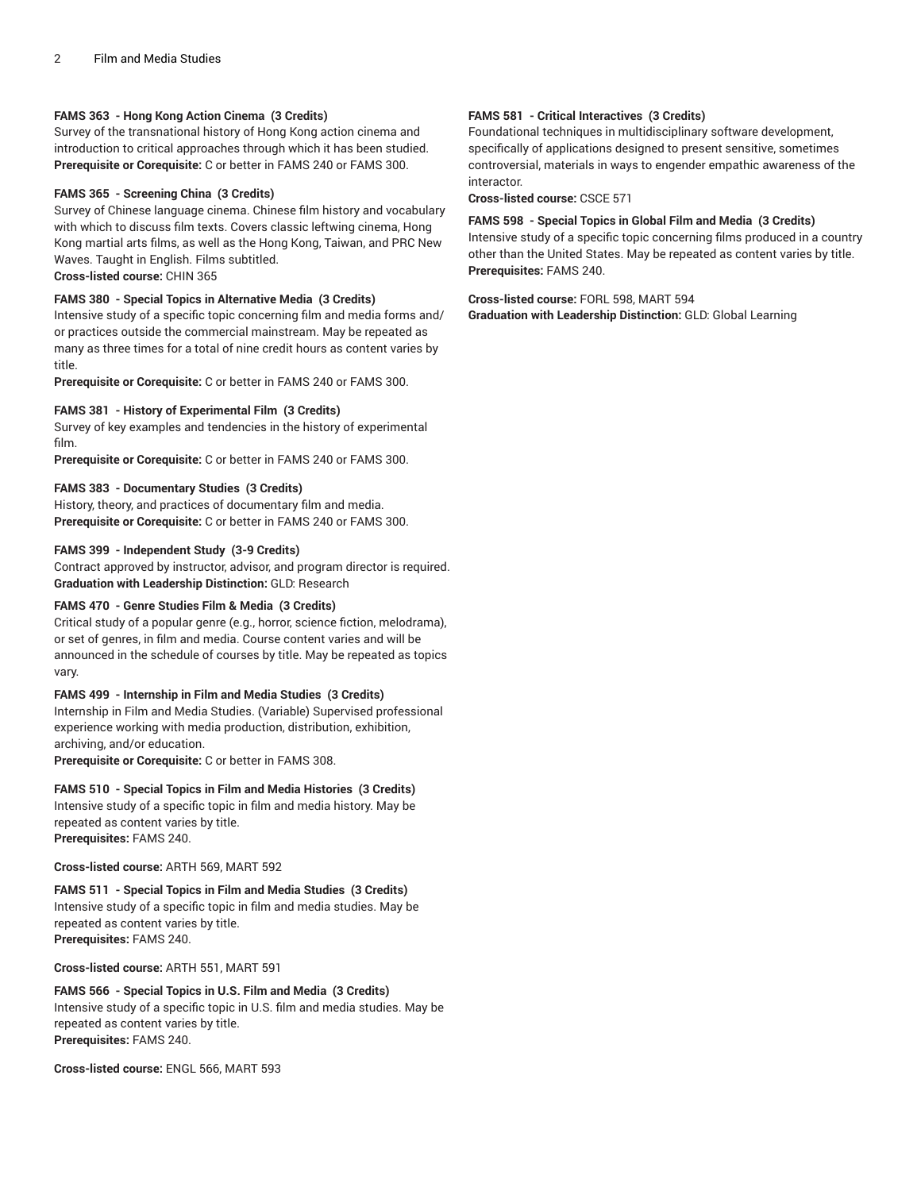**FAMS 363 - Hong Kong Action Cinema (3 Credits)**
Survey of the transnational history of Hong Kong action cinema and introduction to critical approaches through which it has been studied.
**Prerequisite or Corequisite:** C or better in FAMS 240 or FAMS 300.

**FAMS 365 - Screening China (3 Credits)**
Survey of Chinese language cinema. Chinese film history and vocabulary with which to discuss film texts. Covers classic leftwing cinema, Hong Kong martial arts films, as well as the Hong Kong, Taiwan, and PRC New Waves. Taught in English. Films subtitled.
**Cross-listed course:** CHIN 365

**FAMS 380 - Special Topics in Alternative Media (3 Credits)**
Intensive study of a specific topic concerning film and media forms and/or practices outside the commercial mainstream. May be repeated as many as three times for a total of nine credit hours as content varies by title.
**Prerequisite or Corequisite:** C or better in FAMS 240 or FAMS 300.

**FAMS 381 - History of Experimental Film (3 Credits)**
Survey of key examples and tendencies in the history of experimental film.
**Prerequisite or Corequisite:** C or better in FAMS 240 or FAMS 300.

**FAMS 383 - Documentary Studies (3 Credits)**
History, theory, and practices of documentary film and media.
**Prerequisite or Corequisite:** C or better in FAMS 240 or FAMS 300.

**FAMS 399 - Independent Study (3-9 Credits)**
Contract approved by instructor, advisor, and program director is required.
**Graduation with Leadership Distinction:** GLD: Research

**FAMS 470 - Genre Studies Film & Media (3 Credits)**
Critical study of a popular genre (e.g., horror, science fiction, melodrama), or set of genres, in film and media. Course content varies and will be announced in the schedule of courses by title. May be repeated as topics vary.

**FAMS 499 - Internship in Film and Media Studies (3 Credits)**
Internship in Film and Media Studies. (Variable) Supervised professional experience working with media production, distribution, exhibition, archiving, and/or education.
**Prerequisite or Corequisite:** C or better in FAMS 308.

**FAMS 510 - Special Topics in Film and Media Histories (3 Credits)**
Intensive study of a specific topic in film and media history. May be repeated as content varies by title.
**Prerequisites:** FAMS 240.

**Cross-listed course:** ARTH 569, MART 592

**FAMS 511 - Special Topics in Film and Media Studies (3 Credits)**
Intensive study of a specific topic in film and media studies. May be repeated as content varies by title.
**Prerequisites:** FAMS 240.

**Cross-listed course:** ARTH 551, MART 591

**FAMS 566 - Special Topics in U.S. Film and Media (3 Credits)**
Intensive study of a specific topic in U.S. film and media studies. May be repeated as content varies by title.
**Prerequisites:** FAMS 240.

**Cross-listed course:** ENGL 566, MART 593

**FAMS 581 - Critical Interactives (3 Credits)**
Foundational techniques in multidisciplinary software development, specifically of applications designed to present sensitive, sometimes controversial, materials in ways to engender empathic awareness of the interactor.
**Cross-listed course:** CSCE 571

**FAMS 598 - Special Topics in Global Film and Media (3 Credits)**
Intensive study of a specific topic concerning films produced in a country other than the United States. May be repeated as content varies by title.
**Prerequisites:** FAMS 240.

**Cross-listed course:** FORL 598, MART 594
**Graduation with Leadership Distinction:** GLD: Global Learning